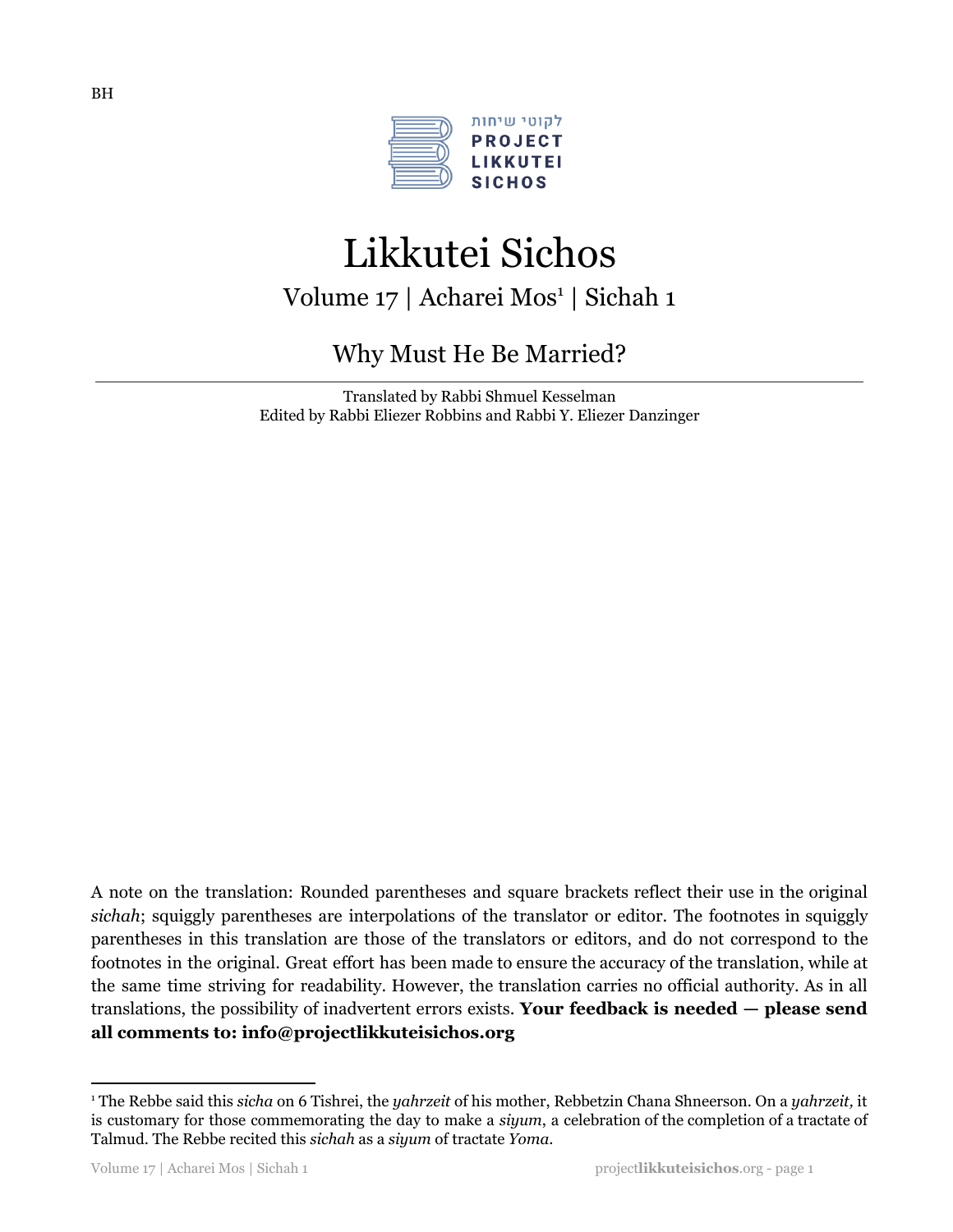BH

לקוטי שיחות
PROJECT
LIKKUTEI
SICHOS

# Likkutei Sichos

## Volume 17 | Acharei Mos[1] | Sichah 1

## Why Must He Be Married?

Translated by Rabbi Shmuel Kesselman
Edited by Rabbi Eliezer Robbins and Rabbi Y. Eliezer Danzinger

A note on the translation: Rounded parentheses and square brackets reflect their use in the original *sichah*; squiggly parentheses are interpolations of the translator or editor. The footnotes in squiggly parentheses in this translation are those of the translators or editors, and do not correspond to the footnotes in the original. Great effort has been made to ensure the accuracy of the translation, while at the same time striving for readability. However, the translation carries no official authority. As in all translations, the possibility of inadvertent errors exists. **Your feedback is needed — please send all comments to: info@projectlikkuteisichos.org**

---

[1] The Rebbe said this *sicha* on 6 Tishrei, the *yahrzeit* of his mother, Rebbetzin Chana Shneerson. On a *yahrzeit,* it is customary for those commemorating the day to make a *siyum*, a celebration of the completion of a tractate of Talmud. The Rebbe recited this *sichah* as a *siyum* of tractate *Yoma*.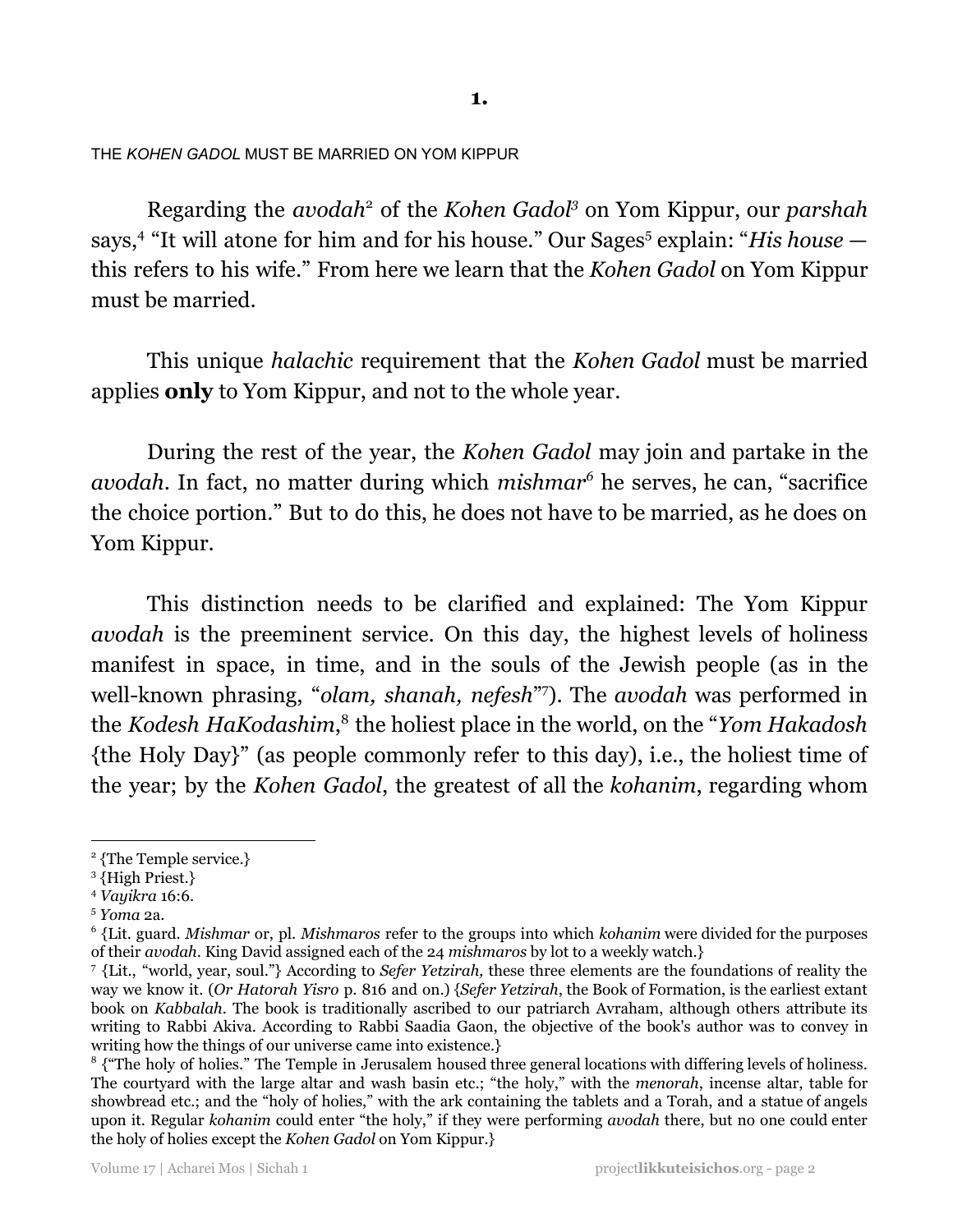**1.**

THE *KOHEN GADOL* MUST BE MARRIED ON YOM KIPPUR

Regarding the *avodah*[2] of the *Kohen Gadol*[3] on Yom Kippur, our *parshah* says,[4] "It will atone for him and for his house." Our Sages[5] explain: "*His house* — this refers to his wife." From here we learn that the *Kohen Gadol* on Yom Kippur must be married.

This unique *halachic* requirement that the *Kohen Gadol* must be married applies **only** to Yom Kippur, and not to the whole year.

During the rest of the year, the *Kohen Gadol* may join and partake in the *avodah*. In fact, no matter during which *mishmar*[6] he serves, he can, "sacrifice the choice portion." But to do this, he does not have to be married, as he does on Yom Kippur.

This distinction needs to be clarified and explained: The Yom Kippur *avodah* is the preeminent service. On this day, the highest levels of holiness manifest in space, in time, and in the souls of the Jewish people (as in the well-known phrasing, "*olam, shanah, nefesh*"[7]). The *avodah* was performed in the *Kodesh HaKodashim*,[8] the holiest place in the world, on the "*Yom Hakadosh* {the Holy Day}" (as people commonly refer to this day), i.e., the holiest time of the year; by the *Kohen Gadol*, the greatest of all the *kohanim*, regarding whom

---

[2] {The Temple service.}

[3] {High Priest.}

[4] *Vayikra* 16:6.

[5] *Yoma* 2a.

[6] {Lit. guard. *Mishmar* or, pl. *Mishmaros* refer to the groups into which *kohanim* were divided for the purposes of their *avodah*. King David assigned each of the 24 *mishmaros* by lot to a weekly watch.}

[7] {Lit., "world, year, soul."} According to *Sefer Yetzirah,* these three elements are the foundations of reality the way we know it. (*Or Hatorah Yisro* p. 816 and on.) {*Sefer Yetzirah*, the Book of Formation, is the earliest extant book on *Kabbalah*. The book is traditionally ascribed to our patriarch Avraham, although others attribute its writing to Rabbi Akiva. According to Rabbi Saadia Gaon, the objective of the book's author was to convey in writing how the things of our universe came into existence.}

[8] {"The holy of holies." The Temple in Jerusalem housed three general locations with differing levels of holiness. The courtyard with the large altar and wash basin etc.; "the holy," with the *menorah*, incense altar, table for showbread etc.; and the "holy of holies," with the ark containing the tablets and a Torah, and a statue of angels upon it. Regular *kohanim* could enter "the holy," if they were performing *avodah* there, but no one could enter the holy of holies except the *Kohen Gadol* on Yom Kippur.}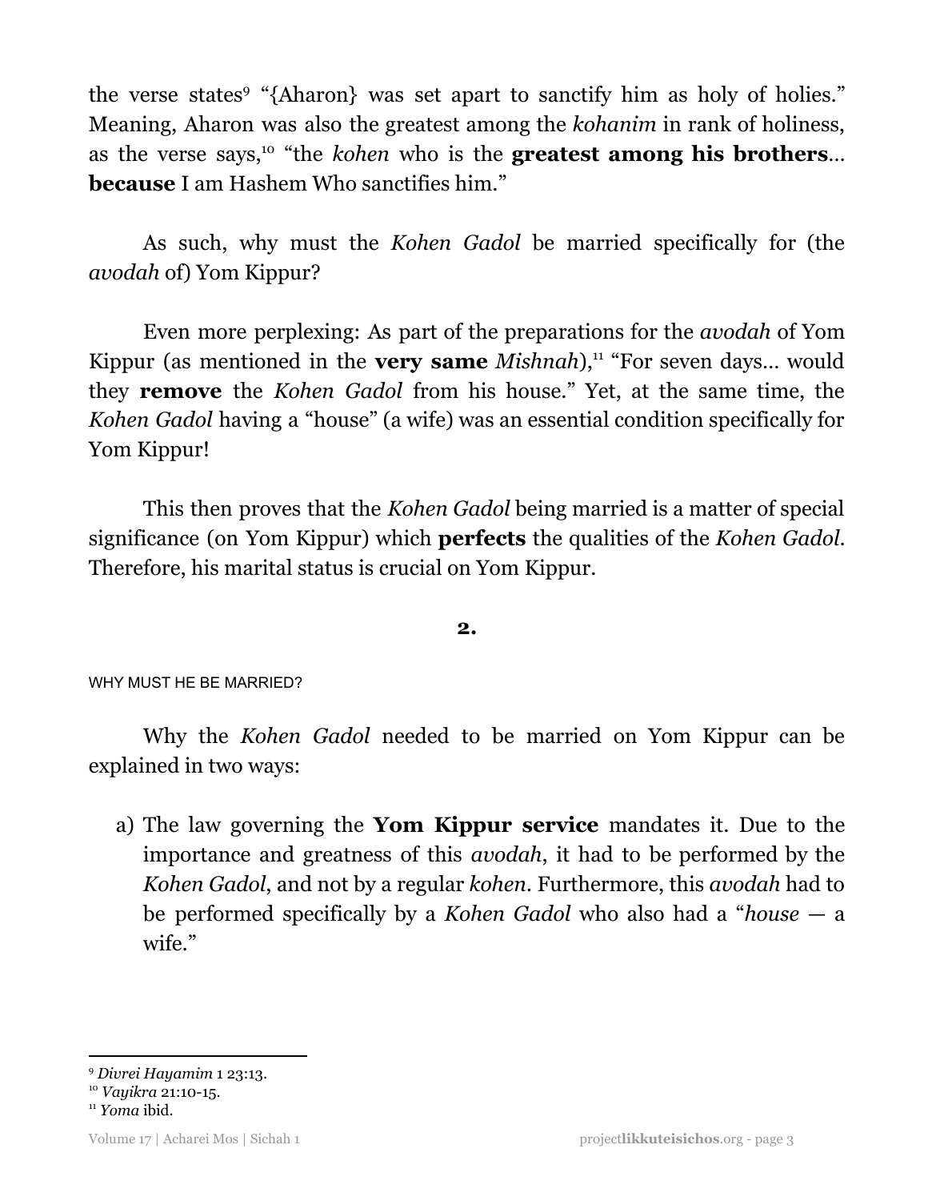the verse states[9] "{Aharon} was set apart to sanctify him as holy of holies." Meaning, Aharon was also the greatest among the *kohanim* in rank of holiness, as the verse says,[10] "the *kohen* who is the **greatest among his brothers**… **because** I am Hashem Who sanctifies him."

As such, why must the *Kohen Gadol* be married specifically for (the *avodah* of) Yom Kippur?

Even more perplexing: As part of the preparations for the *avodah* of Yom Kippur (as mentioned in the **very same** *Mishnah*),[11] "For seven days… would they **remove** the *Kohen Gadol* from his house." Yet, at the same time, the *Kohen Gadol* having a "house" (a wife) was an essential condition specifically for Yom Kippur!

This then proves that the *Kohen Gadol* being married is a matter of special significance (on Yom Kippur) which **perfects** the qualities of the *Kohen Gadol*. Therefore, his marital status is crucial on Yom Kippur.

**2.**

WHY MUST HE BE MARRIED?

Why the *Kohen Gadol* needed to be married on Yom Kippur can be explained in two ways:

a) The law governing the **Yom Kippur service** mandates it. Due to the importance and greatness of this *avodah*, it had to be performed by the *Kohen Gadol*, and not by a regular *kohen*. Furthermore, this *avodah* had to be performed specifically by a *Kohen Gadol* who also had a "*house* — a wife."

---

[9] *Divrei Hayamim* 1 23:13.

[10] *Vayikra* 21:10-15.

[11] *Yoma* ibid.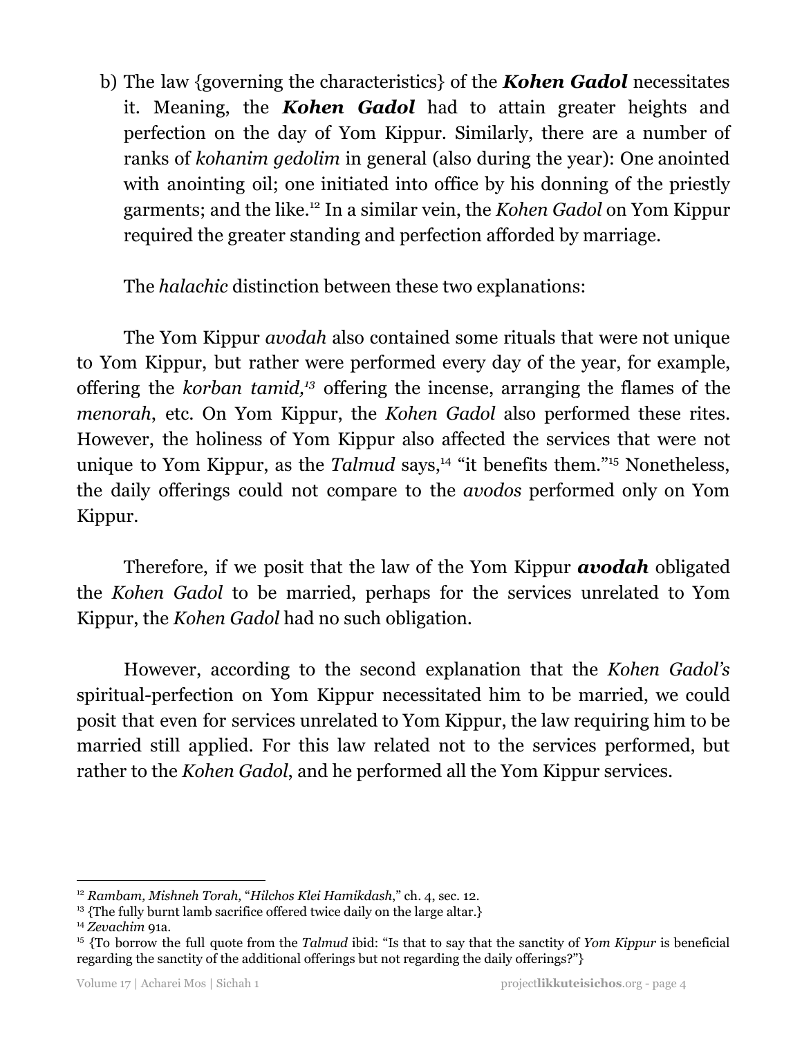b) The law {governing the characteristics} of the ***Kohen Gadol*** necessitates it. Meaning, the ***Kohen Gadol*** had to attain greater heights and perfection on the day of Yom Kippur. Similarly, there are a number of ranks of *kohanim gedolim* in general (also during the year): One anointed with anointing oil; one initiated into office by his donning of the priestly garments; and the like.[12] In a similar vein, the *Kohen Gadol* on Yom Kippur required the greater standing and perfection afforded by marriage.

The *halachic* distinction between these two explanations:

The Yom Kippur *avodah* also contained some rituals that were not unique to Yom Kippur, but rather were performed every day of the year, for example, offering the *korban tamid,*[13] offering the incense, arranging the flames of the *menorah*, etc. On Yom Kippur, the *Kohen Gadol* also performed these rites. However, the holiness of Yom Kippur also affected the services that were not unique to Yom Kippur, as the *Talmud* says,[14] "it benefits them."[15] Nonetheless, the daily offerings could not compare to the *avodos* performed only on Yom Kippur.

Therefore, if we posit that the law of the Yom Kippur ***avodah*** obligated the *Kohen Gadol* to be married, perhaps for the services unrelated to Yom Kippur, the *Kohen Gadol* had no such obligation.

However, according to the second explanation that the *Kohen Gadol's* spiritual-perfection on Yom Kippur necessitated him to be married, we could posit that even for services unrelated to Yom Kippur, the law requiring him to be married still applied. For this law related not to the services performed, but rather to the *Kohen Gadol*, and he performed all the Yom Kippur services.

---

[12] *Rambam, Mishneh Torah,* "*Hilchos Klei Hamikdash*," ch. 4, sec. 12.

[13] {The fully burnt lamb sacrifice offered twice daily on the large altar.}

[14] *Zevachim* 91a.

[15] {To borrow the full quote from the *Talmud* ibid: "Is that to say that the sanctity of *Yom Kippur* is beneficial regarding the sanctity of the additional offerings but not regarding the daily offerings?"}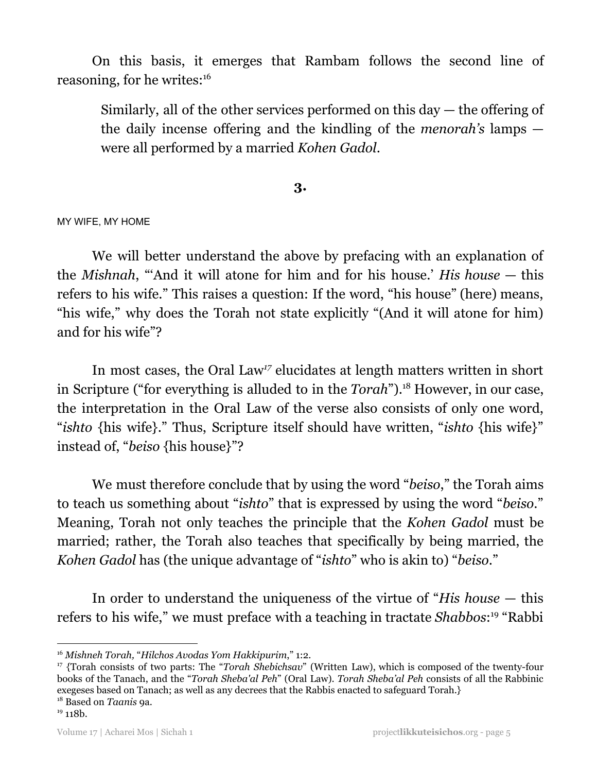On this basis, it emerges that Rambam follows the second line of reasoning, for he writes:[16]

> Similarly, all of the other services performed on this day — the offering of the daily incense offering and the kindling of the *menorah's* lamps — were all performed by a married *Kohen Gadol*.

## 3.

MY WIFE, MY HOME

We will better understand the above by prefacing with an explanation of the *Mishnah*, "'And it will atone for him and for his house.' *His house* — this refers to his wife." This raises a question: If the word, "his house" (here) means, "his wife," why does the Torah not state explicitly "(And it will atone for him) and for his wife"?

In most cases, the Oral Law[17] elucidates at length matters written in short in Scripture ("for everything is alluded to in the *Torah*").[18] However, in our case, the interpretation in the Oral Law of the verse also consists of only one word, "*ishto* {his wife}." Thus, Scripture itself should have written, "*ishto* {his wife}" instead of, "*beiso* {his house}"?

We must therefore conclude that by using the word "*beiso*," the Torah aims to teach us something about "*ishto*" that is expressed by using the word "*beiso*." Meaning, Torah not only teaches the principle that the *Kohen Gadol* must be married; rather, the Torah also teaches that specifically by being married, the *Kohen Gadol* has (the unique advantage of "*ishto*" who is akin to) "*beiso*."

In order to understand the uniqueness of the virtue of "*His house* — this refers to his wife," we must preface with a teaching in tractate *Shabbos*:[19] "Rabbi

---

[16] *Mishneh Torah,* "*Hilchos Avodas Yom Hakkipurim*," 1:2.

[17] {Torah consists of two parts: The "*Torah Shebichsav*" (Written Law), which is composed of the twenty-four books of the Tanach, and the "*Torah Sheba'al Peh*" (Oral Law). *Torah Sheba'al Peh* consists of all the Rabbinic exegeses based on Tanach; as well as any decrees that the Rabbis enacted to safeguard Torah.}

[18] Based on *Taanis* 9a.

[19] 118b.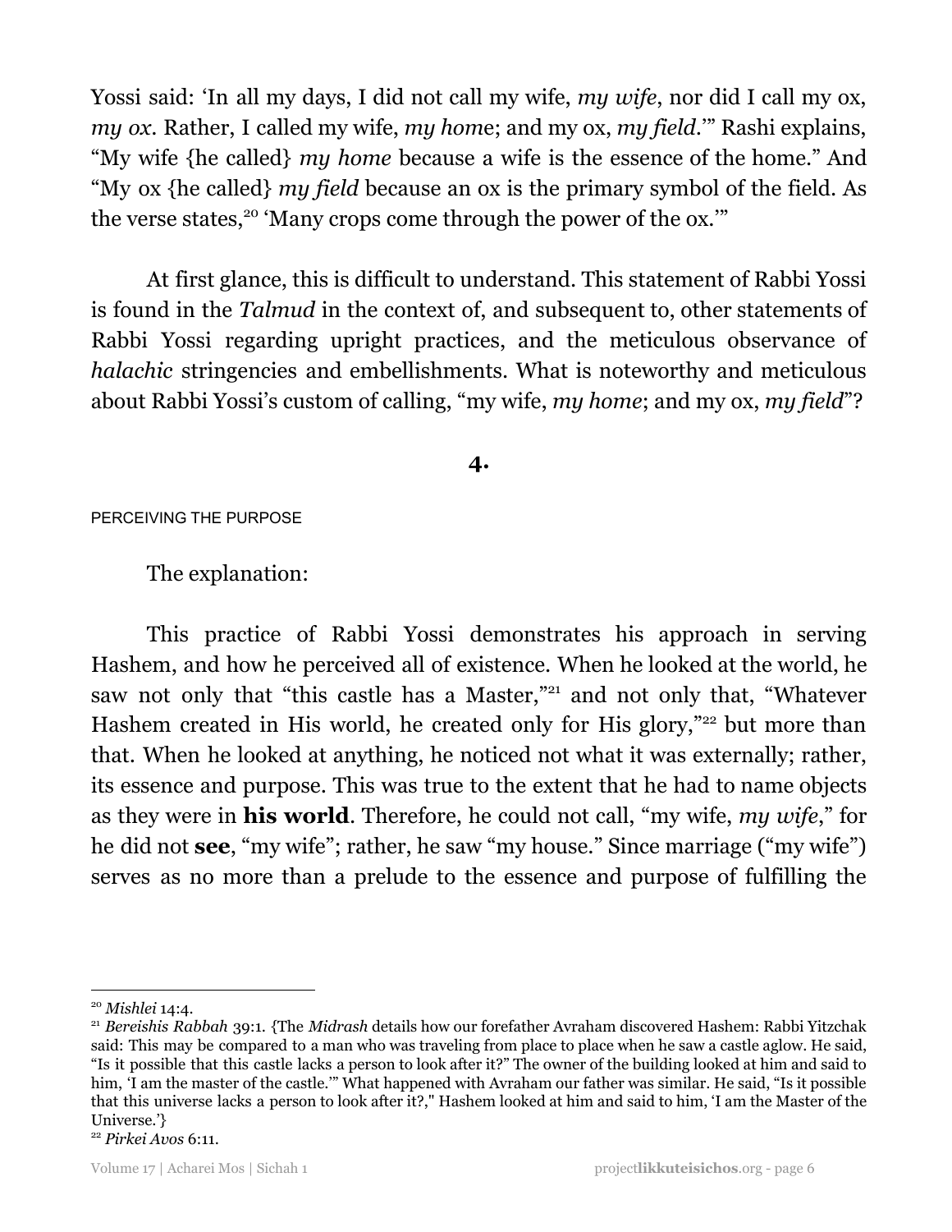Yossi said: 'In all my days, I did not call my wife, *my wife*, nor did I call my ox, *my ox*. Rather, I called my wife, *my home*; and my ox, *my field*.'" Rashi explains, "My wife {he called} *my home* because a wife is the essence of the home." And "My ox {he called} *my field* because an ox is the primary symbol of the field. As the verse states,[20] 'Many crops come through the power of the ox.'"

At first glance, this is difficult to understand. This statement of Rabbi Yossi is found in the *Talmud* in the context of, and subsequent to, other statements of Rabbi Yossi regarding upright practices, and the meticulous observance of *halachic* stringencies and embellishments. What is noteworthy and meticulous about Rabbi Yossi's custom of calling, "my wife, *my home*; and my ox, *my field*"?

## 4.

### PERCEIVING THE PURPOSE

The explanation:

This practice of Rabbi Yossi demonstrates his approach in serving Hashem, and how he perceived all of existence. When he looked at the world, he saw not only that "this castle has a Master,"[21] and not only that, "Whatever Hashem created in His world, he created only for His glory,"[22] but more than that. When he looked at anything, he noticed not what it was externally; rather, its essence and purpose. This was true to the extent that he had to name objects as they were in **his world**. Therefore, he could not call, "my wife, *my wife*," for he did not **see**, "my wife"; rather, he saw "my house." Since marriage ("my wife") serves as no more than a prelude to the essence and purpose of fulfilling the

---

[20] *Mishlei* 14:4.

[21] *Bereishis Rabbah* 39:1. {The *Midrash* details how our forefather Avraham discovered Hashem: Rabbi Yitzchak said: This may be compared to a man who was traveling from place to place when he saw a castle aglow. He said, "Is it possible that this castle lacks a person to look after it?" The owner of the building looked at him and said to him, 'I am the master of the castle.'" What happened with Avraham our father was similar. He said, "Is it possible that this universe lacks a person to look after it?," Hashem looked at him and said to him, 'I am the Master of the Universe.'}

[22] *Pirkei Avos* 6:11.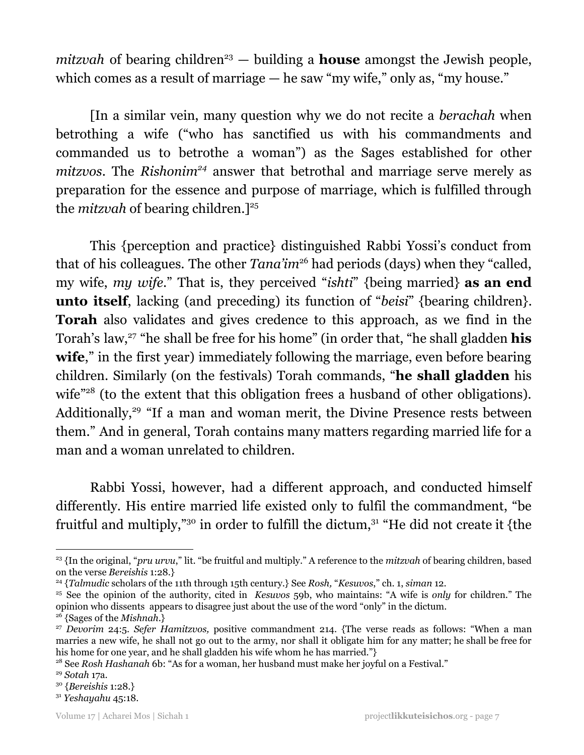*mitzvah* of bearing children[23] — building a **house** amongst the Jewish people, which comes as a result of marriage — he saw "my wife," only as, "my house."

[In a similar vein, many question why we do not recite a *berachah* when betrothing a wife ("who has sanctified us with his commandments and commanded us to betrothe a woman") as the Sages established for other *mitzvos*. The *Rishonim*[24] answer that betrothal and marriage serve merely as preparation for the essence and purpose of marriage, which is fulfilled through the *mitzvah* of bearing children.][25]

This {perception and practice} distinguished Rabbi Yossi's conduct from that of his colleagues. The other *Tana'im*[26] had periods (days) when they "called, my wife, *my wife*." That is, they perceived "*ishti*" {being married} **as an end unto itself**, lacking (and preceding) its function of "*beisi*" {bearing children}. **Torah** also validates and gives credence to this approach, as we find in the Torah's law,[27] "he shall be free for his home" (in order that, "he shall gladden **his wife**," in the first year) immediately following the marriage, even before bearing children. Similarly (on the festivals) Torah commands, "**he shall gladden** his wife"[28] (to the extent that this obligation frees a husband of other obligations). Additionally,[29] "If a man and woman merit, the Divine Presence rests between them." And in general, Torah contains many matters regarding married life for a man and a woman unrelated to children.

Rabbi Yossi, however, had a different approach, and conducted himself differently. His entire married life existed only to fulfil the commandment, "be fruitful and multiply,"[30] in order to fulfill the dictum,[31] "He did not create it {the

---

[23] {In the original, "*pru urvu*," lit. "be fruitful and multiply." A reference to the *mitzvah* of bearing children, based on the verse *Bereishis* 1:28.}

[24] {*Talmudic* scholars of the 11th through 15th century.} See *Rosh,* "*Kesuvos*," ch. 1, *siman* 12.

[25] See the opinion of the authority, cited in *Kesuvos* 59b, who maintains: "A wife is *only* for children." The opinion who dissents appears to disagree just about the use of the word "only" in the dictum.

[26] {Sages of the *Mishnah*.}

[27] *Devorim* 24:5. *Sefer Hamitzvos,* positive commandment 214. {The verse reads as follows: "When a man marries a new wife, he shall not go out to the army, nor shall it obligate him for any matter; he shall be free for his home for one year, and he shall gladden his wife whom he has married."}

[28] See *Rosh Hashanah* 6b: "As for a woman, her husband must make her joyful on a Festival."

[29] *Sotah* 17a.

[30] {*Bereishis* 1:28.}

[31] *Yeshayahu* 45:18.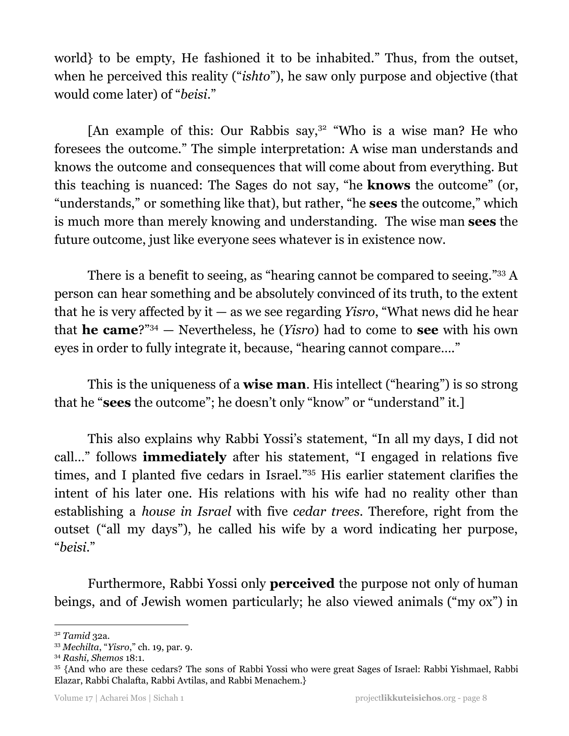world} to be empty, He fashioned it to be inhabited." Thus, from the outset, when he perceived this reality ("*ishto*"), he saw only purpose and objective (that would come later) of "*beisi*."

[An example of this: Our Rabbis say,[32] "Who is a wise man? He who foresees the outcome." The simple interpretation: A wise man understands and knows the outcome and consequences that will come about from everything. But this teaching is nuanced: The Sages do not say, "he **knows** the outcome" (or, "understands," or something like that), but rather, "he **sees** the outcome," which is much more than merely knowing and understanding. The wise man **sees** the future outcome, just like everyone sees whatever is in existence now.

There is a benefit to seeing, as "hearing cannot be compared to seeing."[33] A person can hear something and be absolutely convinced of its truth, to the extent that he is very affected by it — as we see regarding *Yisro*, "What news did he hear that **he came**?"[34] — Nevertheless, he (*Yisro*) had to come to **see** with his own eyes in order to fully integrate it, because, "hearing cannot compare…."

This is the uniqueness of a **wise man**. His intellect ("hearing") is so strong that he "**sees** the outcome"; he doesn't only "know" or "understand" it.]

This also explains why Rabbi Yossi's statement, "In all my days, I did not call…" follows **immediately** after his statement, "I engaged in relations five times, and I planted five cedars in Israel."[35] His earlier statement clarifies the intent of his later one. His relations with his wife had no reality other than establishing a *house in Israel* with five *cedar trees*. Therefore, right from the outset ("all my days"), he called his wife by a word indicating her purpose, "*beisi*."

Furthermore, Rabbi Yossi only **perceived** the purpose not only of human beings, and of Jewish women particularly; he also viewed animals ("my ox") in

---

[32] *Tamid* 32a.

[33] *Mechilta*, "*Yisro*," ch. 19, par. 9.

[34] *Rashi, Shemos* 18:1.

[35] {And who are these cedars? The sons of Rabbi Yossi who were great Sages of Israel: Rabbi Yishmael, Rabbi Elazar, Rabbi Chalafta, Rabbi Avtilas, and Rabbi Menachem.}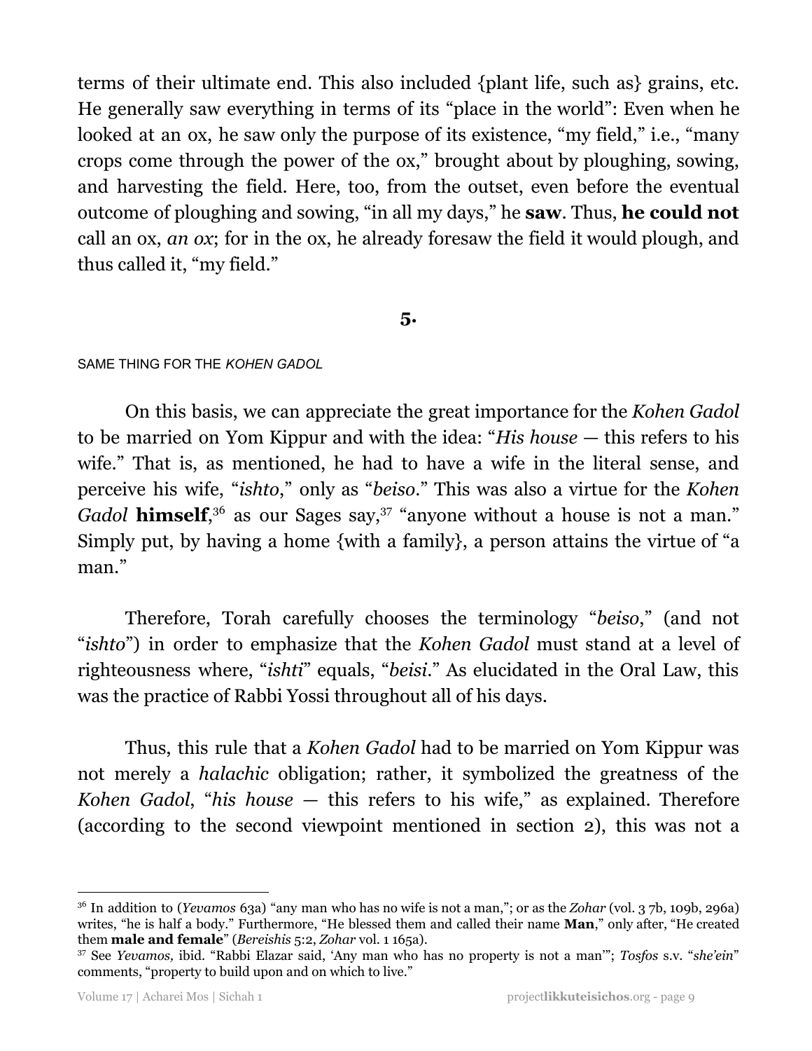terms of their ultimate end. This also included {plant life, such as} grains, etc. He generally saw everything in terms of its "place in the world": Even when he looked at an ox, he saw only the purpose of its existence, "my field," i.e., "many crops come through the power of the ox," brought about by ploughing, sowing, and harvesting the field. Here, too, from the outset, even before the eventual outcome of ploughing and sowing, "in all my days," he **saw**. Thus, **he could not** call an ox, *an ox*; for in the ox, he already foresaw the field it would plough, and thus called it, "my field."

## 5.

### SAME THING FOR THE *KOHEN GADOL*

On this basis, we can appreciate the great importance for the *Kohen Gadol* to be married on Yom Kippur and with the idea: "*His house* — this refers to his wife." That is, as mentioned, he had to have a wife in the literal sense, and perceive his wife, "*ishto*," only as "*beiso*." This was also a virtue for the *Kohen Gadol* **himself**,[36] as our Sages say,[37] "anyone without a house is not a man." Simply put, by having a home {with a family}, a person attains the virtue of "a man."

Therefore, Torah carefully chooses the terminology "*beiso*," (and not "*ishto*") in order to emphasize that the *Kohen Gadol* must stand at a level of righteousness where, "*ishti*" equals, "*beisi*." As elucidated in the Oral Law, this was the practice of Rabbi Yossi throughout all of his days.

Thus, this rule that a *Kohen Gadol* had to be married on Yom Kippur was not merely a *halachic* obligation; rather, it symbolized the greatness of the *Kohen Gadol*, "*his house* — this refers to his wife," as explained. Therefore (according to the second viewpoint mentioned in section 2), this was not a

---

[36] In addition to (*Yevamos* 63a) "any man who has no wife is not a man,"; or as the *Zohar* (vol. 3 7b, 109b, 296a) writes, "he is half a body." Furthermore, "He blessed them and called their name **Man**," only after, "He created them **male and female**" (*Bereishis* 5:2, *Zohar* vol. 1 165a).

[37] See *Yevamos,* ibid. "Rabbi Elazar said, 'Any man who has no property is not a man'"; *Tosfos* s.v. "*she'ein*" comments, "property to build upon and on which to live."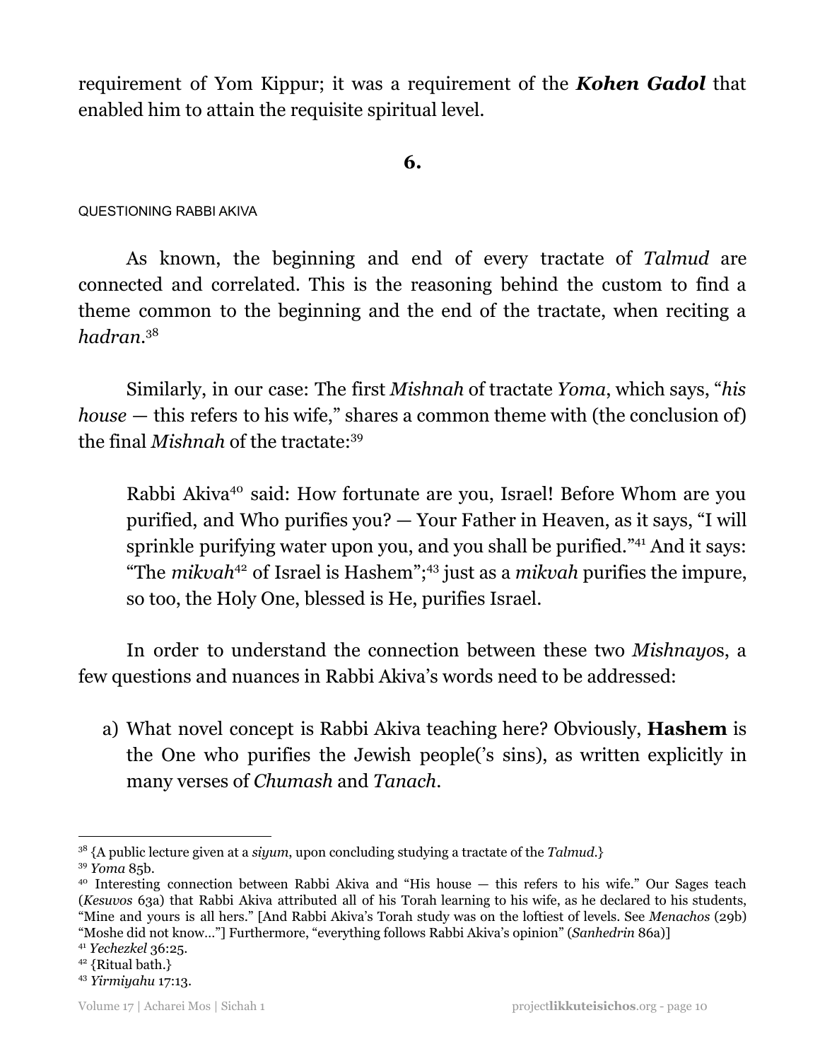requirement of Yom Kippur; it was a requirement of the ***Kohen Gadol*** that enabled him to attain the requisite spiritual level.

## 6.

QUESTIONING RABBI AKIVA

As known, the beginning and end of every tractate of *Talmud* are connected and correlated. This is the reasoning behind the custom to find a theme common to the beginning and the end of the tractate, when reciting a *hadran*.[38]

Similarly, in our case: The first *Mishnah* of tractate *Yoma*, which says, "*his house* — this refers to his wife," shares a common theme with (the conclusion of) the final *Mishnah* of the tractate:[39]

> Rabbi Akiva[40] said: How fortunate are you, Israel! Before Whom are you purified, and Who purifies you? — Your Father in Heaven, as it says, "I will sprinkle purifying water upon you, and you shall be purified."[41] And it says: "The *mikvah*[42] of Israel is Hashem";[43] just as a *mikvah* purifies the impure, so too, the Holy One, blessed is He, purifies Israel.

In order to understand the connection between these two *Mishnayo*s, a few questions and nuances in Rabbi Akiva's words need to be addressed:

a) What novel concept is Rabbi Akiva teaching here? Obviously, **Hashem** is the One who purifies the Jewish people('s sins), as written explicitly in many verses of *Chumash* and *Tanach*.

---

[38] {A public lecture given at a *siyum*, upon concluding studying a tractate of the *Talmud*.}

[39] *Yoma* 85b.

[40] Interesting connection between Rabbi Akiva and "His house — this refers to his wife." Our Sages teach (*Kesuvos* 63a) that Rabbi Akiva attributed all of his Torah learning to his wife, as he declared to his students, "Mine and yours is all hers." [And Rabbi Akiva's Torah study was on the loftiest of levels. See *Menachos* (29b) "Moshe did not know..."] Furthermore, "everything follows Rabbi Akiva's opinion" (*Sanhedrin* 86a)]

[41] *Yechezkel* 36:25.

[42] {Ritual bath.}

[43] *Yirmiyahu* 17:13.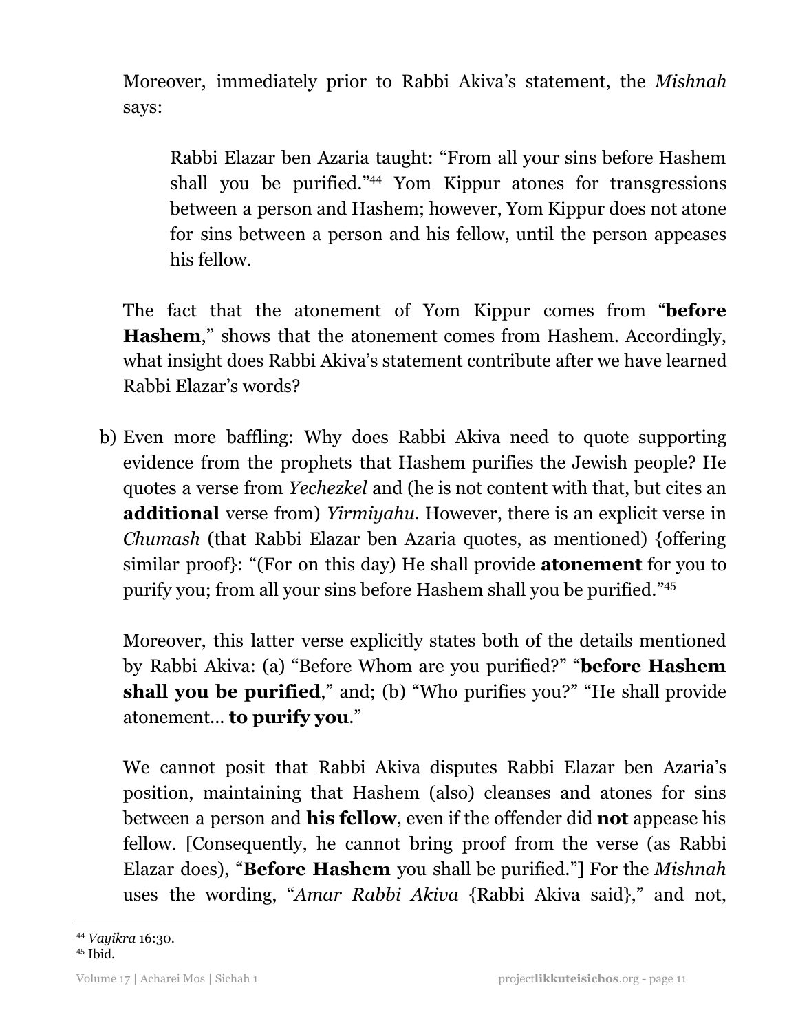Moreover, immediately prior to Rabbi Akiva's statement, the *Mishnah* says:

> Rabbi Elazar ben Azaria taught: "From all your sins before Hashem shall you be purified."[44] Yom Kippur atones for transgressions between a person and Hashem; however, Yom Kippur does not atone for sins between a person and his fellow, until the person appeases his fellow.

The fact that the atonement of Yom Kippur comes from "**before Hashem**," shows that the atonement comes from Hashem. Accordingly, what insight does Rabbi Akiva's statement contribute after we have learned Rabbi Elazar's words?

b) Even more baffling: Why does Rabbi Akiva need to quote supporting evidence from the prophets that Hashem purifies the Jewish people? He quotes a verse from *Yechezkel* and (he is not content with that, but cites an **additional** verse from) *Yirmiyahu*. However, there is an explicit verse in *Chumash* (that Rabbi Elazar ben Azaria quotes, as mentioned) {offering similar proof}: "(For on this day) He shall provide **atonement** for you to purify you; from all your sins before Hashem shall you be purified."[45]

Moreover, this latter verse explicitly states both of the details mentioned by Rabbi Akiva: (a) "Before Whom are you purified?" "**before Hashem shall you be purified**," and; (b) "Who purifies you?" "He shall provide atonement... **to purify you**."

We cannot posit that Rabbi Akiva disputes Rabbi Elazar ben Azaria's position, maintaining that Hashem (also) cleanses and atones for sins between a person and **his fellow**, even if the offender did **not** appease his fellow. [Consequently, he cannot bring proof from the verse (as Rabbi Elazar does), "**Before Hashem** you shall be purified."] For the *Mishnah* uses the wording, "*Amar Rabbi Akiva* {Rabbi Akiva said}," and not,

---

[44] *Vayikra* 16:30.

[45] Ibid.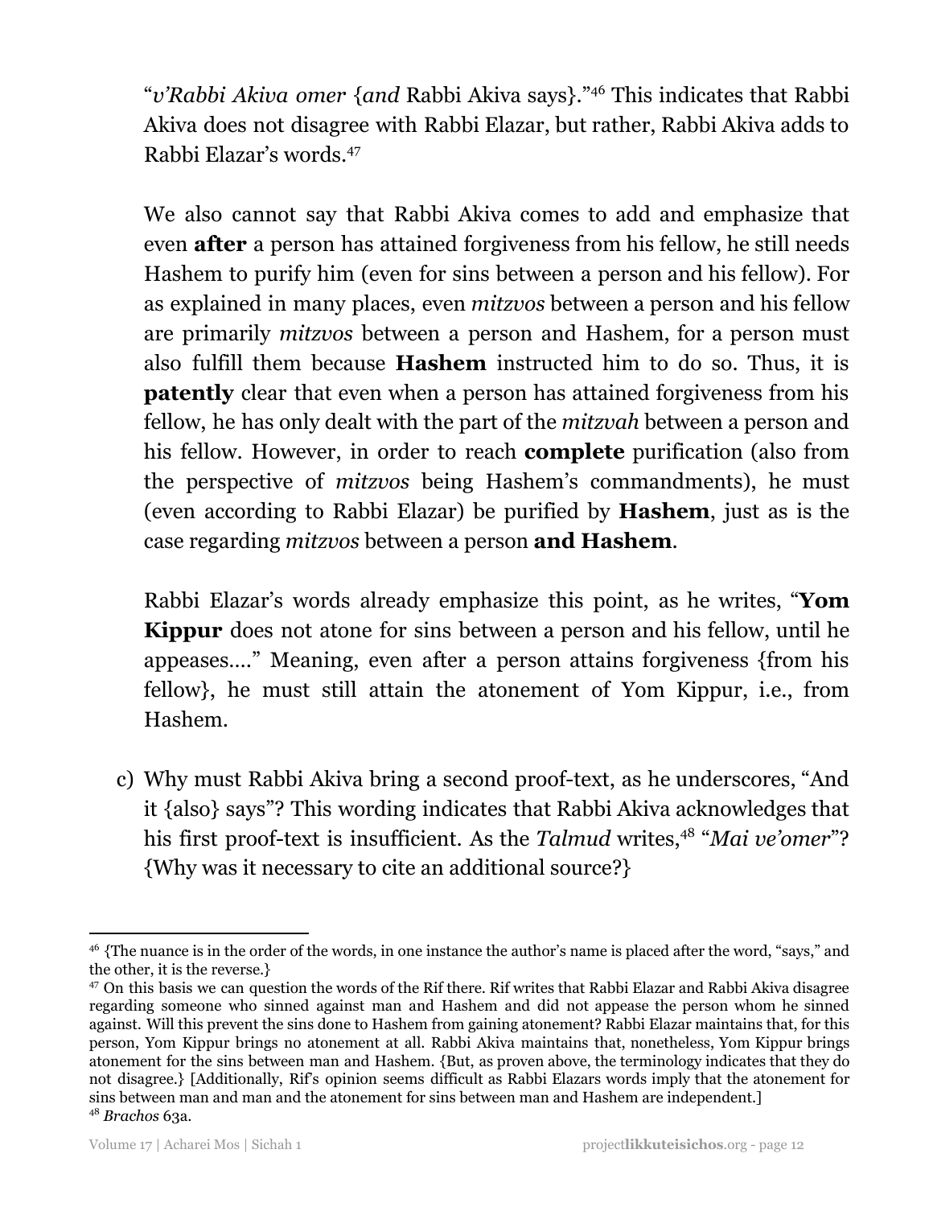"*v'Rabbi Akiva omer* {*and* Rabbi Akiva says}."[46] This indicates that Rabbi Akiva does not disagree with Rabbi Elazar, but rather, Rabbi Akiva adds to Rabbi Elazar's words.[47]

We also cannot say that Rabbi Akiva comes to add and emphasize that even **after** a person has attained forgiveness from his fellow, he still needs Hashem to purify him (even for sins between a person and his fellow). For as explained in many places, even *mitzvos* between a person and his fellow are primarily *mitzvos* between a person and Hashem, for a person must also fulfill them because **Hashem** instructed him to do so. Thus, it is **patently** clear that even when a person has attained forgiveness from his fellow, he has only dealt with the part of the *mitzvah* between a person and his fellow. However, in order to reach **complete** purification (also from the perspective of *mitzvos* being Hashem's commandments), he must (even according to Rabbi Elazar) be purified by **Hashem**, just as is the case regarding *mitzvos* between a person **and Hashem**.

Rabbi Elazar's words already emphasize this point, as he writes, "**Yom Kippur** does not atone for sins between a person and his fellow, until he appeases...." Meaning, even after a person attains forgiveness {from his fellow}, he must still attain the atonement of Yom Kippur, i.e., from Hashem.

c) Why must Rabbi Akiva bring a second proof-text, as he underscores, "And it {also} says"? This wording indicates that Rabbi Akiva acknowledges that his first proof-text is insufficient. As the *Talmud* writes,[48] "*Mai ve'omer*"? {Why was it necessary to cite an additional source?}

---

[46] {The nuance is in the order of the words, in one instance the author's name is placed after the word, "says," and the other, it is the reverse.}

[47] On this basis we can question the words of the Rif there. Rif writes that Rabbi Elazar and Rabbi Akiva disagree regarding someone who sinned against man and Hashem and did not appease the person whom he sinned against. Will this prevent the sins done to Hashem from gaining atonement? Rabbi Elazar maintains that, for this person, Yom Kippur brings no atonement at all. Rabbi Akiva maintains that, nonetheless, Yom Kippur brings atonement for the sins between man and Hashem. {But, as proven above, the terminology indicates that they do not disagree.} [Additionally, Rif's opinion seems difficult as Rabbi Elazars words imply that the atonement for sins between man and man and the atonement for sins between man and Hashem are independent.]

[48] *Brachos* 63a.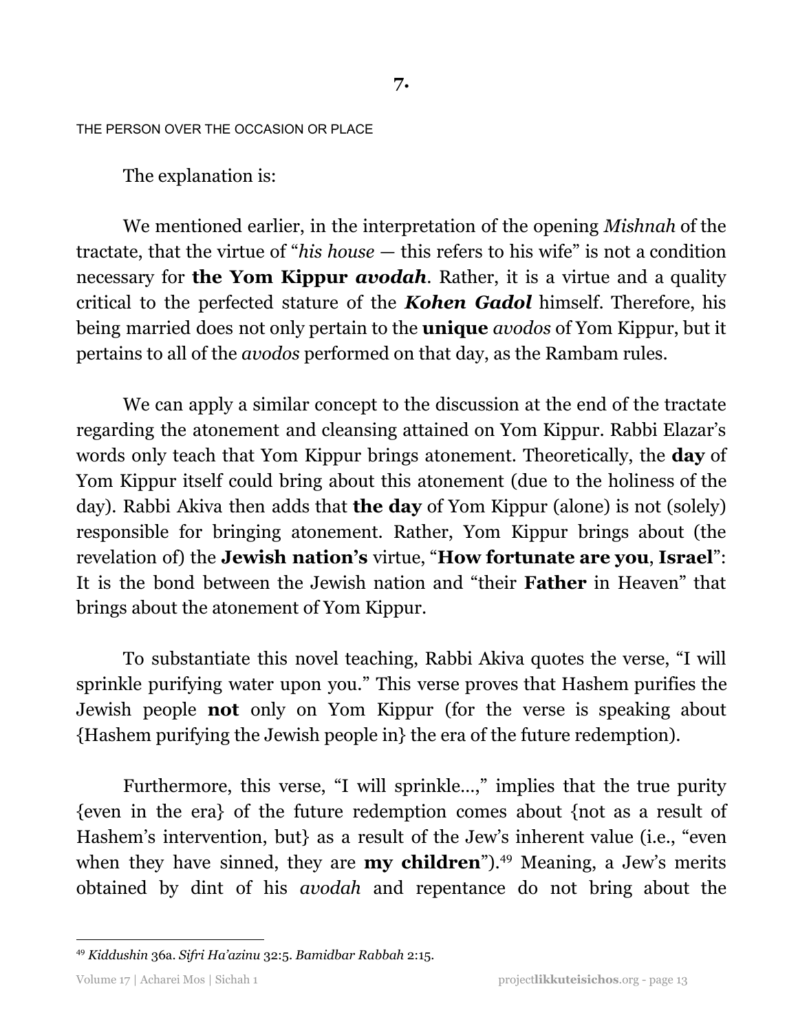## 7.

THE PERSON OVER THE OCCASION OR PLACE

The explanation is:

We mentioned earlier, in the interpretation of the opening *Mishnah* of the tractate, that the virtue of "*his house* — this refers to his wife" is not a condition necessary for **the Yom Kippur *avodah***. Rather, it is a virtue and a quality critical to the perfected stature of the ***Kohen Gadol*** himself. Therefore, his being married does not only pertain to the **unique** *avodos* of Yom Kippur, but it pertains to all of the *avodos* performed on that day, as the Rambam rules.

We can apply a similar concept to the discussion at the end of the tractate regarding the atonement and cleansing attained on Yom Kippur. Rabbi Elazar's words only teach that Yom Kippur brings atonement. Theoretically, the **day** of Yom Kippur itself could bring about this atonement (due to the holiness of the day). Rabbi Akiva then adds that **the day** of Yom Kippur (alone) is not (solely) responsible for bringing atonement. Rather, Yom Kippur brings about (the revelation of) the **Jewish nation's** virtue, "**How fortunate are you**, **Israel**": It is the bond between the Jewish nation and "their **Father** in Heaven" that brings about the atonement of Yom Kippur.

To substantiate this novel teaching, Rabbi Akiva quotes the verse, "I will sprinkle purifying water upon you." This verse proves that Hashem purifies the Jewish people **not** only on Yom Kippur (for the verse is speaking about {Hashem purifying the Jewish people in} the era of the future redemption).

Furthermore, this verse, "I will sprinkle...," implies that the true purity {even in the era} of the future redemption comes about {not as a result of Hashem's intervention, but} as a result of the Jew's inherent value (i.e., "even when they have sinned, they are **my children**").[49] Meaning, a Jew's merits obtained by dint of his *avodah* and repentance do not bring about the

[49] *Kiddushin* 36a. *Sifri Ha'azinu* 32:5. *Bamidbar Rabbah* 2:15.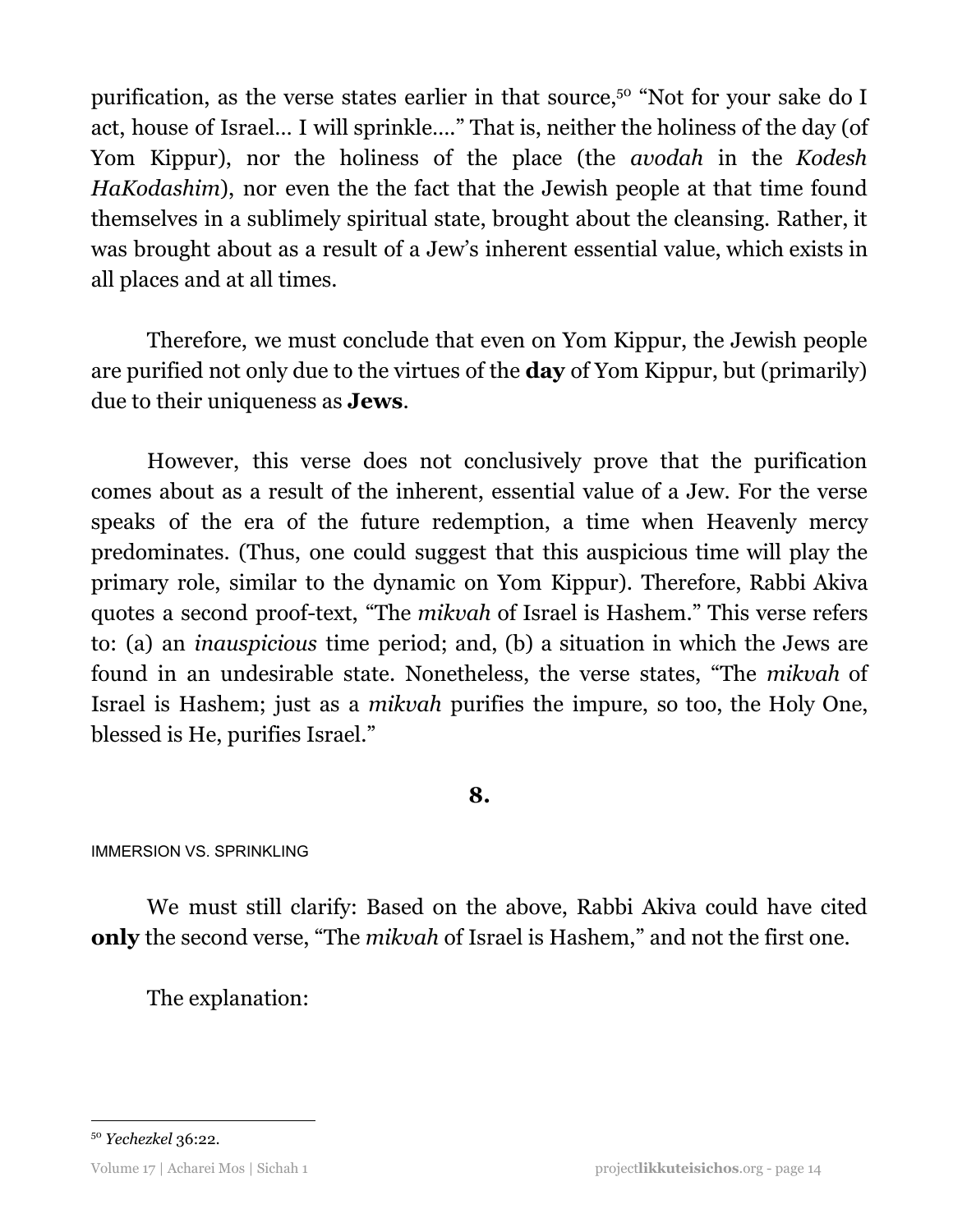purification, as the verse states earlier in that source,[50] "Not for your sake do I act, house of Israel… I will sprinkle…." That is, neither the holiness of the day (of Yom Kippur), nor the holiness of the place (the *avodah* in the *Kodesh HaKodashim*), nor even the the fact that the Jewish people at that time found themselves in a sublimely spiritual state, brought about the cleansing. Rather, it was brought about as a result of a Jew's inherent essential value, which exists in all places and at all times.

Therefore, we must conclude that even on Yom Kippur, the Jewish people are purified not only due to the virtues of the **day** of Yom Kippur, but (primarily) due to their uniqueness as **Jews**.

However, this verse does not conclusively prove that the purification comes about as a result of the inherent, essential value of a Jew. For the verse speaks of the era of the future redemption, a time when Heavenly mercy predominates. (Thus, one could suggest that this auspicious time will play the primary role, similar to the dynamic on Yom Kippur). Therefore, Rabbi Akiva quotes a second proof-text, "The *mikvah* of Israel is Hashem." This verse refers to: (a) an *inauspicious* time period; and, (b) a situation in which the Jews are found in an undesirable state. Nonetheless, the verse states, "The *mikvah* of Israel is Hashem; just as a *mikvah* purifies the impure, so too, the Holy One, blessed is He, purifies Israel."

## 8.

IMMERSION VS. SPRINKLING

We must still clarify: Based on the above, Rabbi Akiva could have cited **only** the second verse, "The *mikvah* of Israel is Hashem," and not the first one.

The explanation:

---

[50] *Yechezkel* 36:22.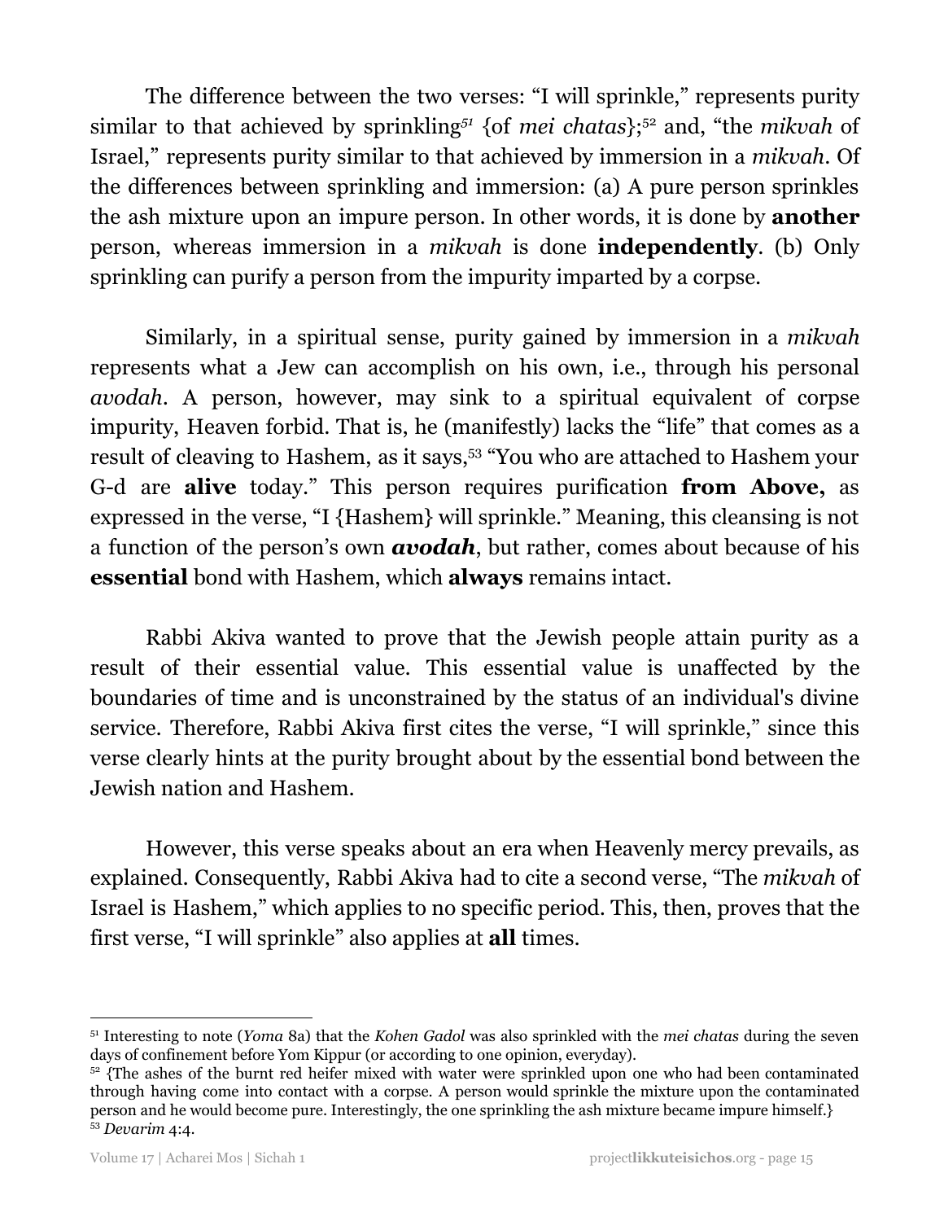The difference between the two verses: "I will sprinkle," represents purity similar to that achieved by sprinkling[51] {of *mei chatas*};[52] and, "the *mikvah* of Israel," represents purity similar to that achieved by immersion in a *mikvah*. Of the differences between sprinkling and immersion: (a) A pure person sprinkles the ash mixture upon an impure person. In other words, it is done by **another** person, whereas immersion in a *mikvah* is done **independently**. (b) Only sprinkling can purify a person from the impurity imparted by a corpse.

Similarly, in a spiritual sense, purity gained by immersion in a *mikvah* represents what a Jew can accomplish on his own, i.e., through his personal *avodah*. A person, however, may sink to a spiritual equivalent of corpse impurity, Heaven forbid. That is, he (manifestly) lacks the "life" that comes as a result of cleaving to Hashem, as it says,[53] "You who are attached to Hashem your G-d are **alive** today." This person requires purification **from Above,** as expressed in the verse, "I {Hashem} will sprinkle." Meaning, this cleansing is not a function of the person's own ***avodah***, but rather, comes about because of his **essential** bond with Hashem, which **always** remains intact.

Rabbi Akiva wanted to prove that the Jewish people attain purity as a result of their essential value. This essential value is unaffected by the boundaries of time and is unconstrained by the status of an individual's divine service. Therefore, Rabbi Akiva first cites the verse, "I will sprinkle," since this verse clearly hints at the purity brought about by the essential bond between the Jewish nation and Hashem.

However, this verse speaks about an era when Heavenly mercy prevails, as explained. Consequently, Rabbi Akiva had to cite a second verse, "The *mikvah* of Israel is Hashem," which applies to no specific period. This, then, proves that the first verse, "I will sprinkle" also applies at **all** times.

---

[51] Interesting to note (*Yoma* 8a) that the *Kohen Gadol* was also sprinkled with the *mei chatas* during the seven days of confinement before Yom Kippur (or according to one opinion, everyday).

[52] {The ashes of the burnt red heifer mixed with water were sprinkled upon one who had been contaminated through having come into contact with a corpse. A person would sprinkle the mixture upon the contaminated person and he would become pure. Interestingly, the one sprinkling the ash mixture became impure himself.}

[53] *Devarim* 4:4.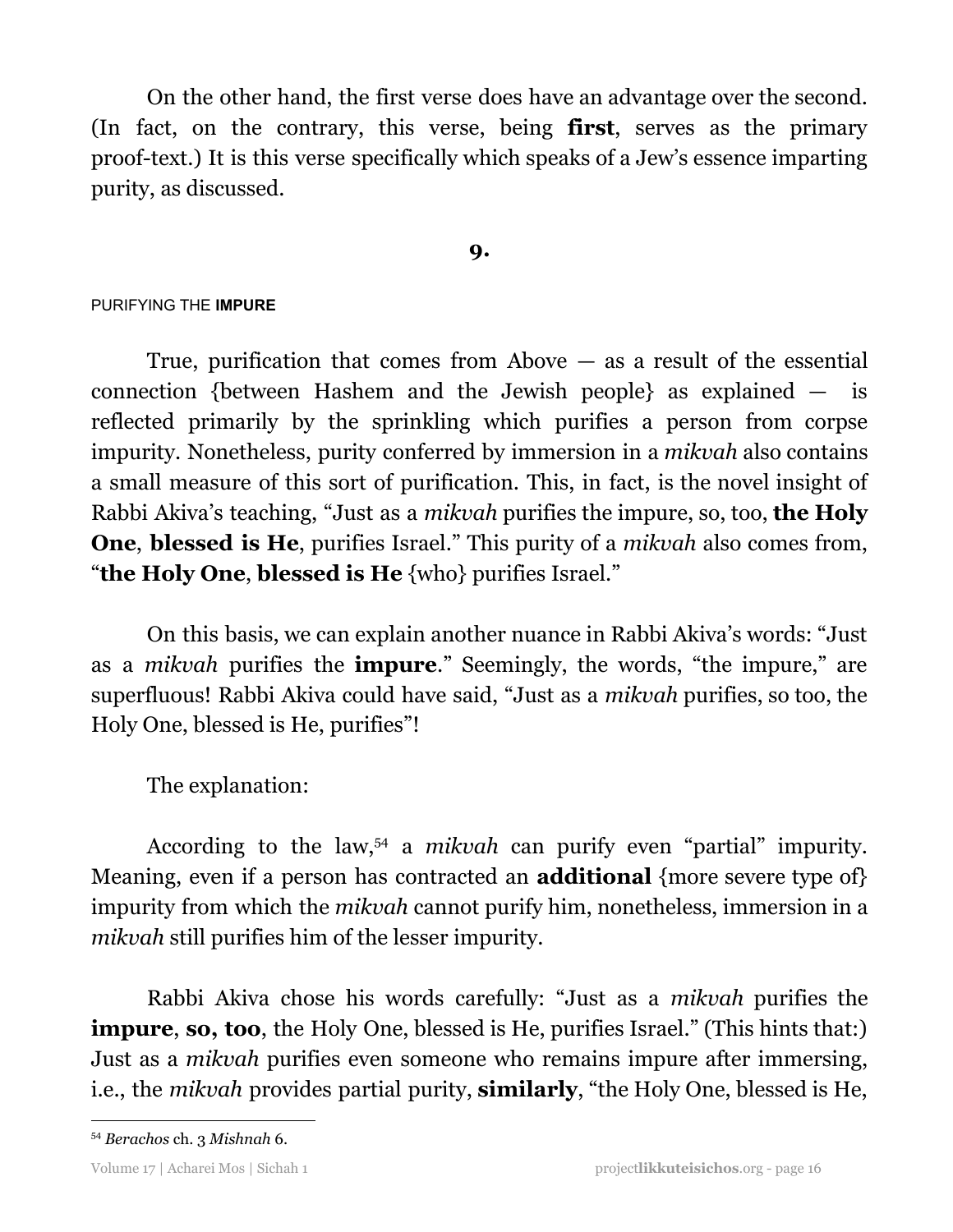On the other hand, the first verse does have an advantage over the second. (In fact, on the contrary, this verse, being **first**, serves as the primary proof-text.) It is this verse specifically which speaks of a Jew's essence imparting purity, as discussed.

## 9.

### PURIFYING THE **IMPURE**

True, purification that comes from Above — as a result of the essential connection {between Hashem and the Jewish people} as explained — is reflected primarily by the sprinkling which purifies a person from corpse impurity. Nonetheless, purity conferred by immersion in a *mikvah* also contains a small measure of this sort of purification. This, in fact, is the novel insight of Rabbi Akiva's teaching, "Just as a *mikvah* purifies the impure, so, too, **the Holy One**, **blessed is He**, purifies Israel." This purity of a *mikvah* also comes from, "**the Holy One**, **blessed is He** {who} purifies Israel."

On this basis, we can explain another nuance in Rabbi Akiva's words: "Just as a *mikvah* purifies the **impure**." Seemingly, the words, "the impure," are superfluous! Rabbi Akiva could have said, "Just as a *mikvah* purifies, so too, the Holy One, blessed is He, purifies"!

The explanation:

According to the law,[54] a *mikvah* can purify even "partial" impurity. Meaning, even if a person has contracted an **additional** {more severe type of} impurity from which the *mikvah* cannot purify him, nonetheless, immersion in a *mikvah* still purifies him of the lesser impurity.

Rabbi Akiva chose his words carefully: "Just as a *mikvah* purifies the **impure**, **so, too**, the Holy One, blessed is He, purifies Israel." (This hints that:) Just as a *mikvah* purifies even someone who remains impure after immersing, i.e., the *mikvah* provides partial purity, **similarly**, "the Holy One, blessed is He,

[54] *Berachos* ch. 3 *Mishnah* 6.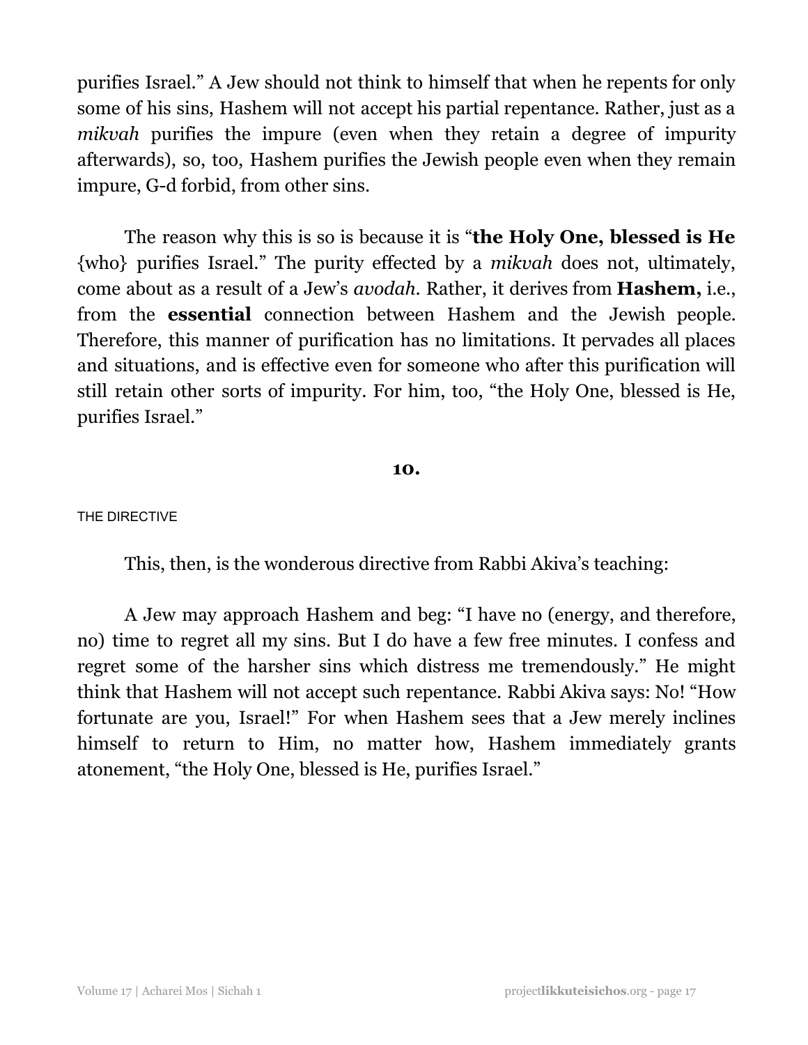purifies Israel." A Jew should not think to himself that when he repents for only some of his sins, Hashem will not accept his partial repentance. Rather, just as a *mikvah* purifies the impure (even when they retain a degree of impurity afterwards), so, too, Hashem purifies the Jewish people even when they remain impure, G-d forbid, from other sins.

The reason why this is so is because it is "**the Holy One, blessed is He** {who} purifies Israel." The purity effected by a *mikvah* does not, ultimately, come about as a result of a Jew's *avodah*. Rather, it derives from **Hashem,** i.e., from the **essential** connection between Hashem and the Jewish people. Therefore, this manner of purification has no limitations. It pervades all places and situations, and is effective even for someone who after this purification will still retain other sorts of impurity. For him, too, "the Holy One, blessed is He, purifies Israel."

## 10.

THE DIRECTIVE

This, then, is the wonderous directive from Rabbi Akiva's teaching:

A Jew may approach Hashem and beg: "I have no (energy, and therefore, no) time to regret all my sins. But I do have a few free minutes. I confess and regret some of the harsher sins which distress me tremendously." He might think that Hashem will not accept such repentance. Rabbi Akiva says: No! "How fortunate are you, Israel!" For when Hashem sees that a Jew merely inclines himself to return to Him, no matter how, Hashem immediately grants atonement, "the Holy One, blessed is He, purifies Israel."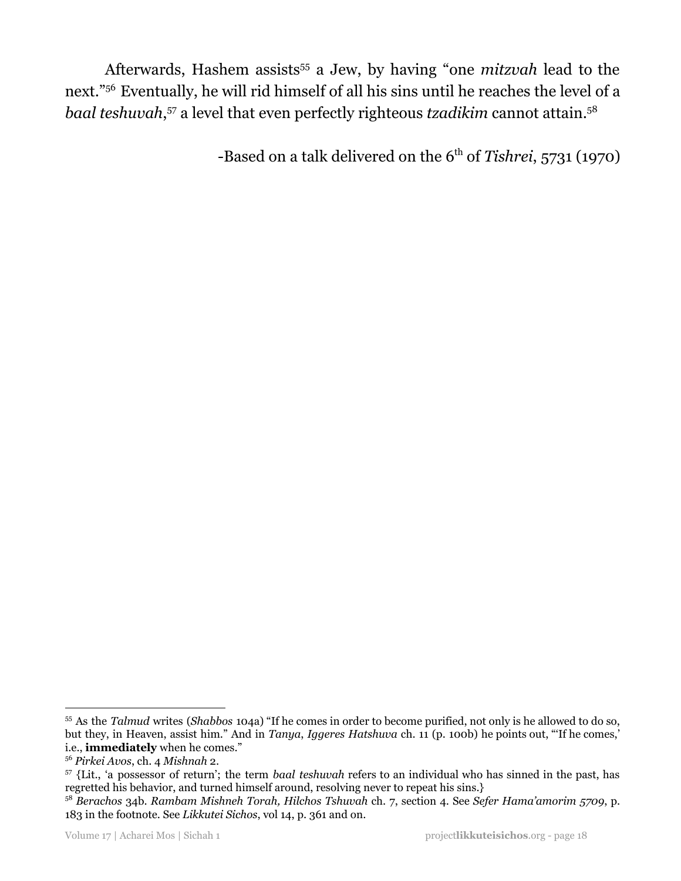Afterwards, Hashem assists[55] a Jew, by having "one *mitzvah* lead to the next."[56] Eventually, he will rid himself of all his sins until he reaches the level of a *baal teshuvah*,[57] a level that even perfectly righteous *tzadikim* cannot attain.[58]

-Based on a talk delivered on the 6th of *Tishrei*, 5731 (1970)

---

[55] As the *Talmud* writes (*Shabbos* 104a) "If he comes in order to become purified, not only is he allowed to do so, but they, in Heaven, assist him." And in *Tanya*, *Iggeres Hatshuva* ch. 11 (p. 100b) he points out, "'If he comes,' i.e., **immediately** when he comes."

[56] *Pirkei Avos*, ch. 4 *Mishnah* 2.

[57] {Lit., 'a possessor of return'; the term *baal teshuvah* refers to an individual who has sinned in the past, has regretted his behavior, and turned himself around, resolving never to repeat his sins.}

[58] *Berachos* 34b. *Rambam Mishneh Torah, Hilchos Tshuvah* ch. 7, section 4. See *Sefer Hama'amorim 5709*, p. 183 in the footnote. See *Likkutei Sichos*, vol 14, p. 361 and on.